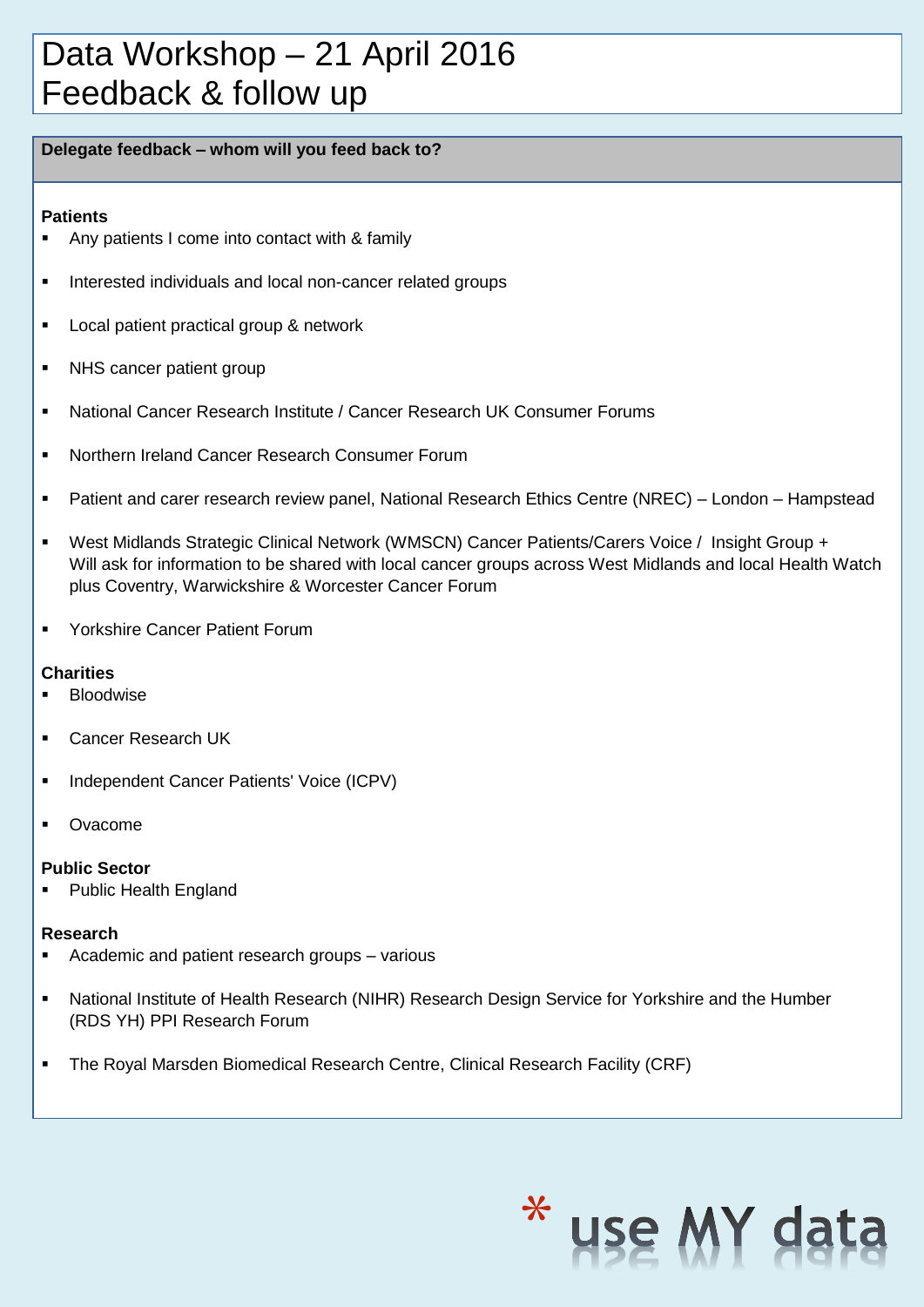# Data Workshop – 21 April 2016
# Feedback & follow up

**Delegate feedback – whom will you feed back to?**

**Patients**

- Any patients I come into contact with & family
- Interested individuals and local non-cancer related groups
- Local patient practical group & network
- NHS cancer patient group
- National Cancer Research Institute / Cancer Research UK Consumer Forums
- Northern Ireland Cancer Research Consumer Forum
- Patient and carer research review panel, National Research Ethics Centre (NREC) – London – Hampstead
- West Midlands Strategic Clinical Network (WMSCN) Cancer Patients/Carers Voice / Insight Group + Will ask for information to be shared with local cancer groups across West Midlands and local Health Watch plus Coventry, Warwickshire & Worcester Cancer Forum
- Yorkshire Cancer Patient Forum

**Charities**

- Bloodwise
- Cancer Research UK
- Independent Cancer Patients' Voice (ICPV)
- Ovacome

**Public Sector**

- Public Health England

**Research**

- Academic and patient research groups – various
- National Institute of Health Research (NIHR) Research Design Service for Yorkshire and the Humber (RDS YH) PPI Research Forum
- The Royal Marsden Biomedical Research Centre, Clinical Research Facility (CRF)

* use MY data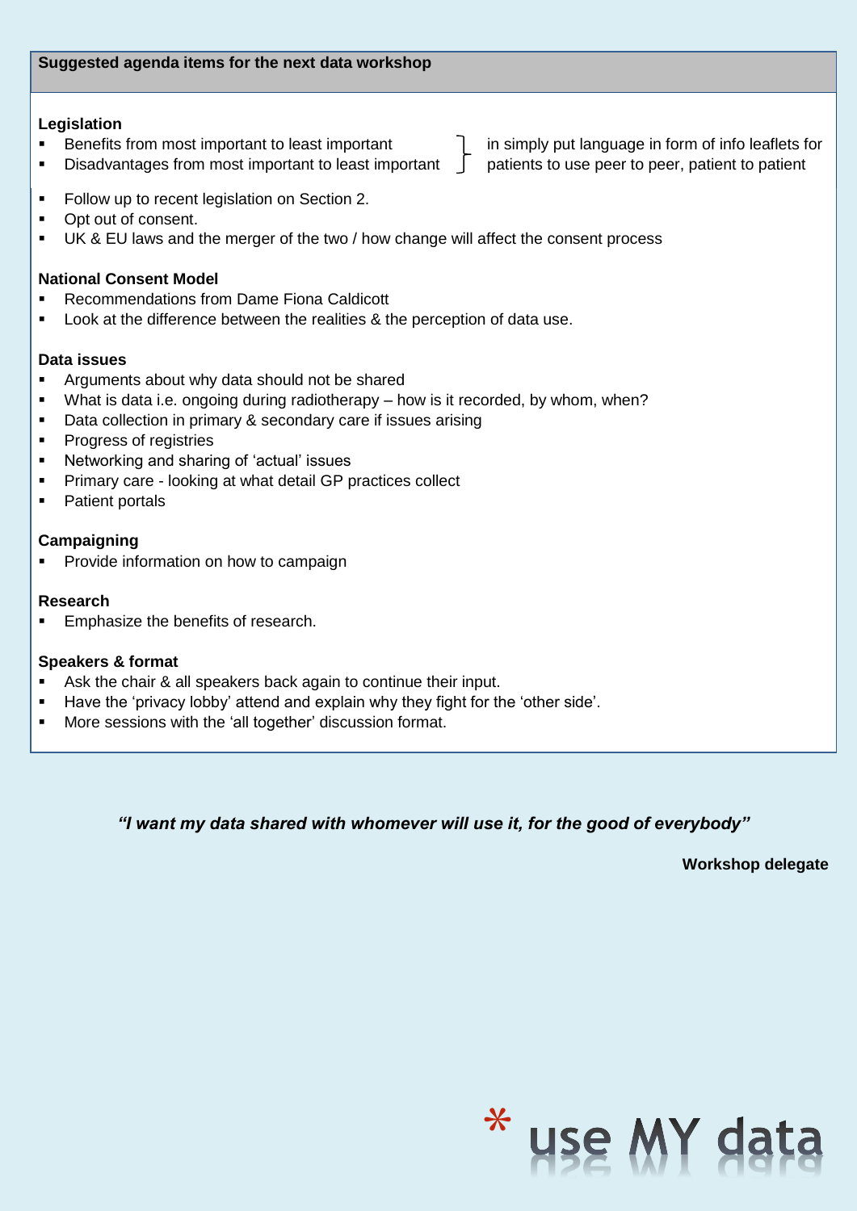## Suggested agenda items for the next data workshop

**Legislation**

- Benefits from most important to least important
- Disadvantages from most important to least important

} in simply put language in form of info leaflets for patients to use peer to peer, patient to patient

- Follow up to recent legislation on Section 2.
- Opt out of consent.
- UK & EU laws and the merger of the two / how change will affect the consent process

**National Consent Model**

- Recommendations from Dame Fiona Caldicott
- Look at the difference between the realities & the perception of data use.

**Data issues**

- Arguments about why data should not be shared
- What is data i.e. ongoing during radiotherapy – how is it recorded, by whom, when?
- Data collection in primary & secondary care if issues arising
- Progress of registries
- Networking and sharing of 'actual' issues
- Primary care - looking at what detail GP practices collect
- Patient portals

**Campaigning**

- Provide information on how to campaign

**Research**

- Emphasize the benefits of research.

**Speakers & format**

- Ask the chair & all speakers back again to continue their input.
- Have the 'privacy lobby' attend and explain why they fight for the 'other side'.
- More sessions with the 'all together' discussion format.

***"I want my data shared with whomever will use it, for the good of everybody"***

**Workshop delegate**

* use MY data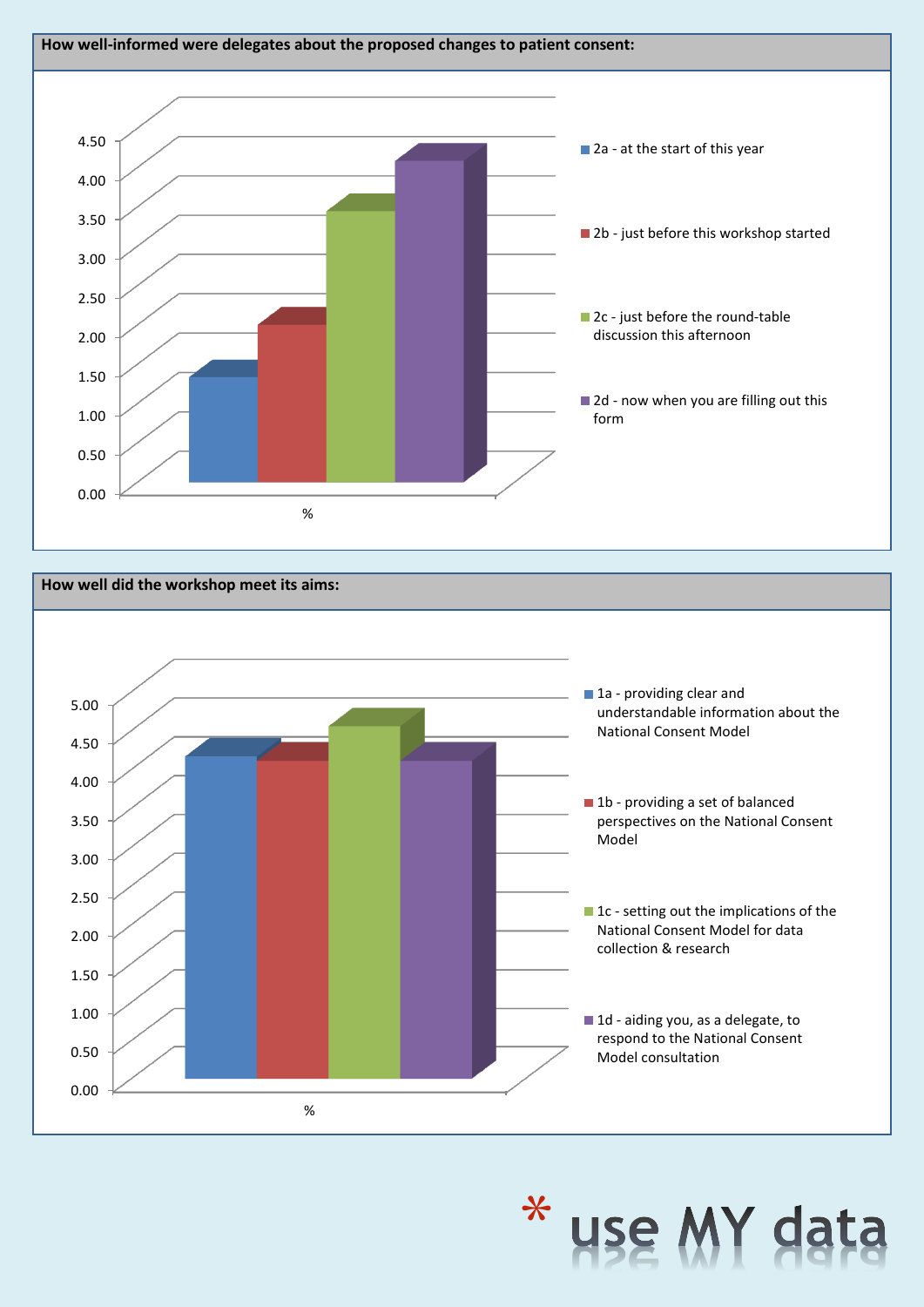**How well-informed were delegates about the proposed changes to patient consent:**

4.50
4.00
3.50
3.00
2.50
2.00
1.50
1.00
0.50
0.00

%

- 2a - at the start of this year
- 2b - just before this workshop started
- 2c - just before the round-table discussion this afternoon
- 2d - now when you are filling out this form

**How well did the workshop meet its aims:**

5.00
4.50
4.00
3.50
3.00
2.50
2.00
1.50
1.00
0.50
0.00

%

- 1a - providing clear and understandable information about the National Consent Model
- 1b - providing a set of balanced perspectives on the National Consent Model
- 1c - setting out the implications of the National Consent Model for data collection & research
- 1d - aiding you, as a delegate, to respond to the National Consent Model consultation

* use MY data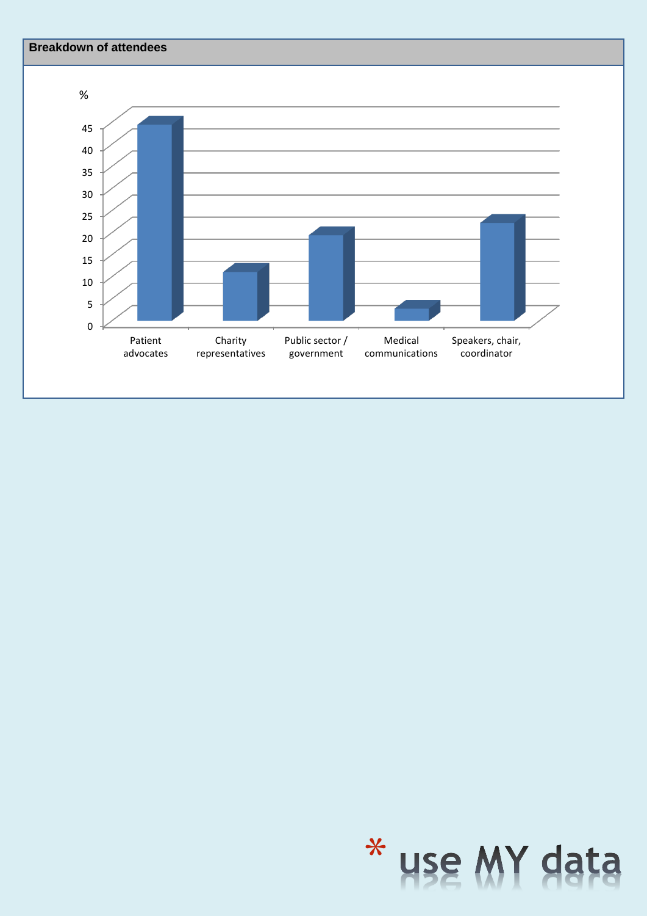**Breakdown of attendees**

%

45
40
35
30
25
20
15
10
5
0

Patient advocates
Charity representatives
Public sector / government
Medical communications
Speakers, chair, coordinator

* use MY data